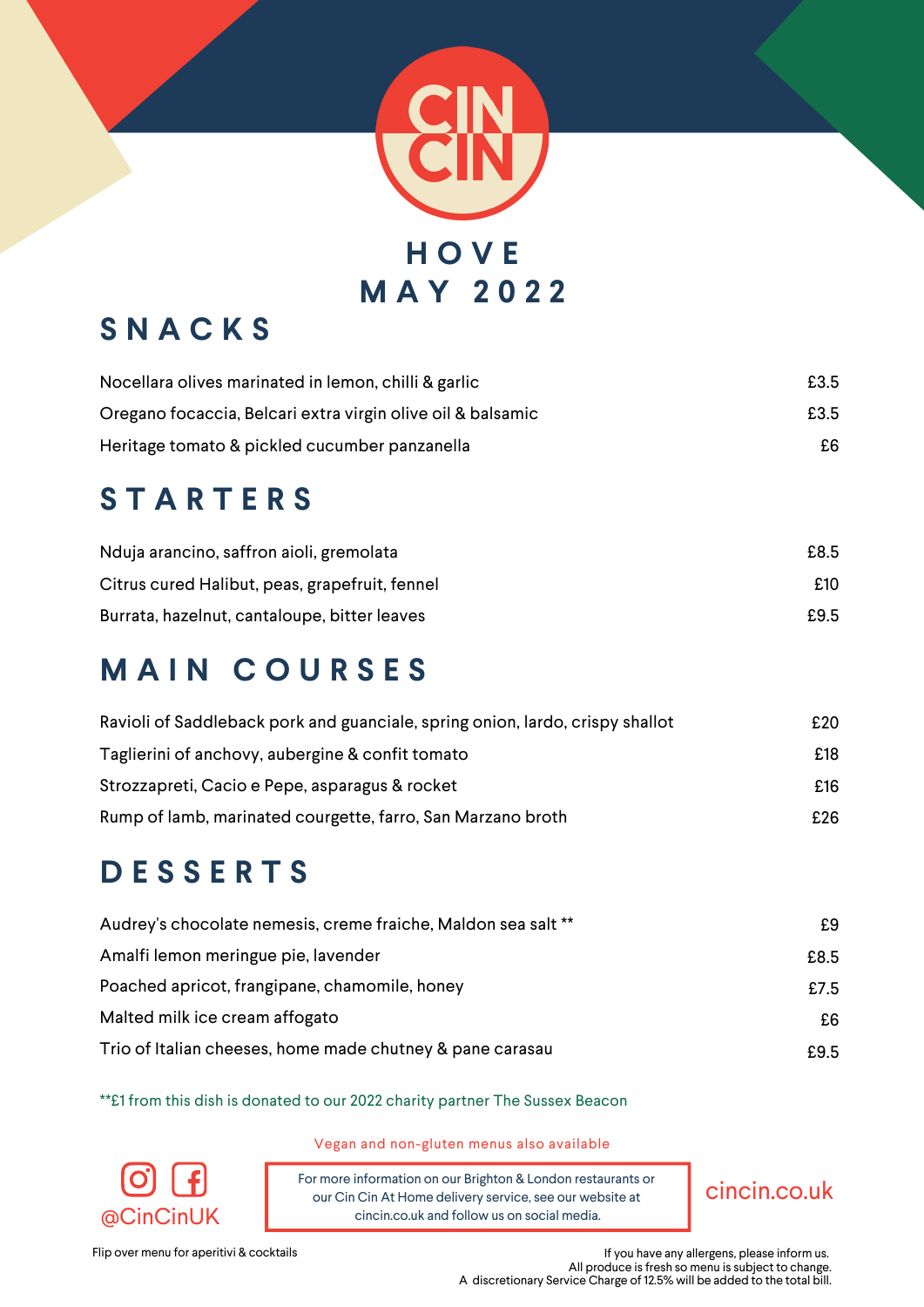# CIN CIN

## HOVE
## MAY 2022

## SNACKS

| | |
|---|---|
| Nocellara olives marinated in lemon, chilli & garlic | £3.5 |
| Oregano focaccia, Belcari extra virgin olive oil & balsamic | £3.5 |
| Heritage tomato & pickled cucumber panzanella | £6 |

## STARTERS

| | |
|---|---|
| Nduja arancino, saffron aioli, gremolata | £8.5 |
| Citrus cured Halibut, peas, grapefruit, fennel | £10 |
| Burrata, hazelnut, cantaloupe, bitter leaves | £9.5 |

## MAIN COURSES

| | |
|---|---|
| Ravioli of Saddleback pork and guanciale, spring onion, lardo, crispy shallot | £20 |
| Taglierini of anchovy, aubergine & confit tomato | £18 |
| Strozzapreti, Cacio e Pepe, asparagus & rocket | £16 |
| Rump of lamb, marinated courgette, farro, San Marzano broth | £26 |

## DESSERTS

| | |
|---|---|
| Audrey's chocolate nemesis, creme fraiche, Maldon sea salt ** | £9 |
| Amalfi lemon meringue pie, lavender | £8.5 |
| Poached apricot, frangipane, chamomile, honey | £7.5 |
| Malted milk ice cream affogato | £6 |
| Trio of Italian cheeses, home made chutney & pane carasau | £9.5 |

**£1 from this dish is donated to our 2022 charity partner The Sussex Beacon

Vegan and non-gluten menus also available

@CinCinUK

For more information on our Brighton & London restaurants or our Cin Cin At Home delivery service, see our website at cincin.co.uk and follow us on social media.

cincin.co.uk

Flip over menu for aperitivi & cocktails

If you have any allergens, please inform us.
All produce is fresh so menu is subject to change.
A discretionary Service Charge of 12.5% will be added to the total bill.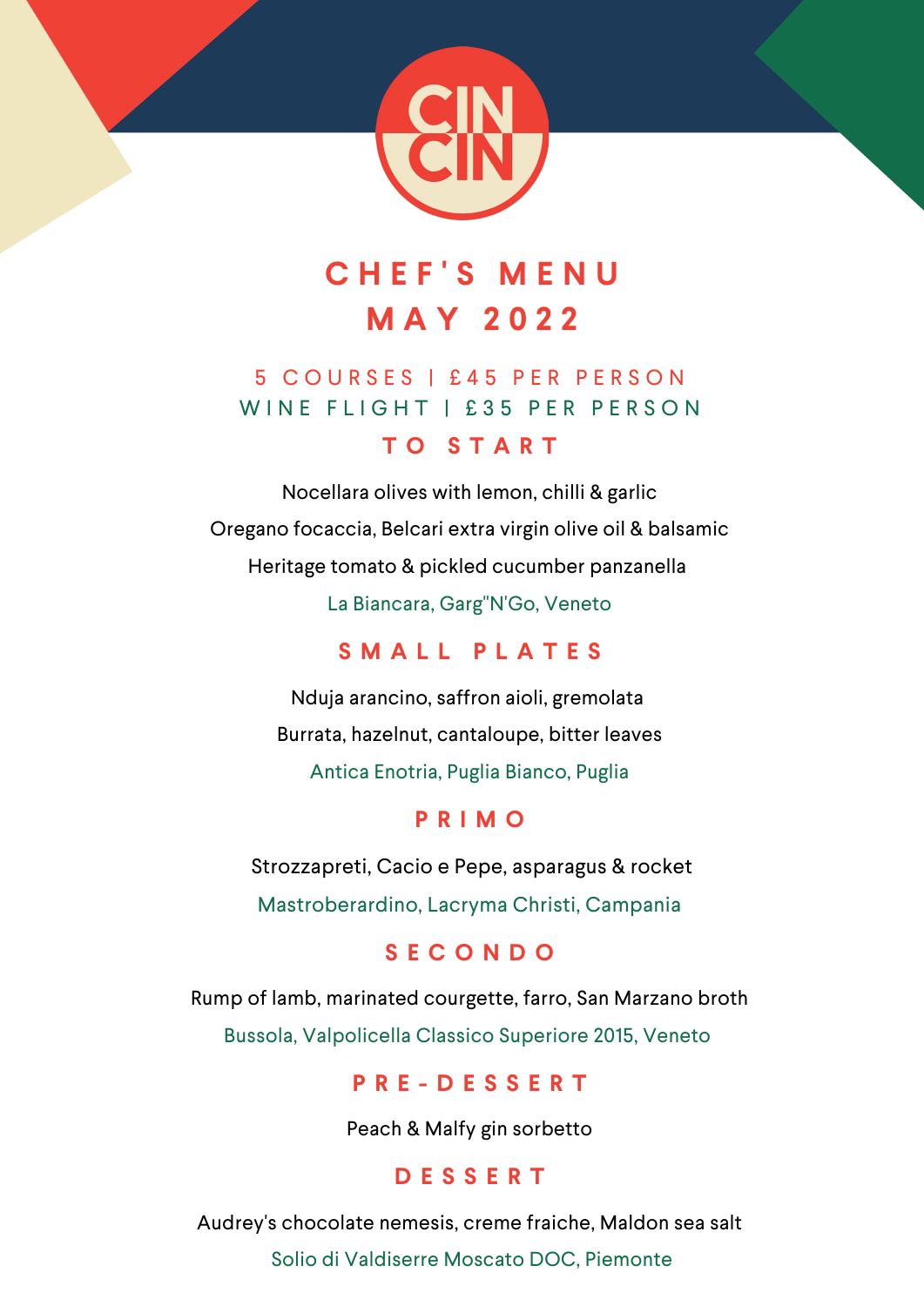CIN CIN

# CHEF'S MENU
# MAY 2022

5 COURSES | £45 PER PERSON
WINE FLIGHT | £35 PER PERSON

## TO START

Nocellara olives with lemon, chilli & garlic

Oregano focaccia, Belcari extra virgin olive oil & balsamic

Heritage tomato & pickled cucumber panzanella

La Biancara, Garg"N'Go, Veneto

## SMALL PLATES

Nduja arancino, saffron aioli, gremolata

Burrata, hazelnut, cantaloupe, bitter leaves

Antica Enotria, Puglia Bianco, Puglia

## PRIMO

Strozzapreti, Cacio e Pepe, asparagus & rocket

Mastroberardino, Lacryma Christi, Campania

## SECONDO

Rump of lamb, marinated courgette, farro, San Marzano broth

Bussola, Valpolicella Classico Superiore 2015, Veneto

## PRE-DESSERT

Peach & Malfy gin sorbetto

## DESSERT

Audrey's chocolate nemesis, creme fraiche, Maldon sea salt

Solio di Valdiserre Moscato DOC, Piemonte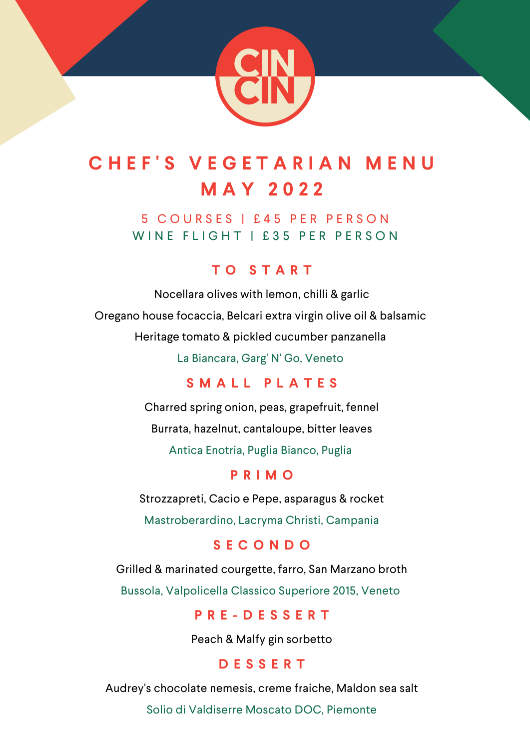CIN CIN

# CHEF'S VEGETARIAN MENU
# MAY 2022

5 COURSES | £45 PER PERSON

WINE FLIGHT | £35 PER PERSON

## TO START

Nocellara olives with lemon, chilli & garlic

Oregano house focaccia, Belcari extra virgin olive oil & balsamic

Heritage tomato & pickled cucumber panzanella

La Biancara, Garg' N' Go, Veneto

## SMALL PLATES

Charred spring onion, peas, grapefruit, fennel

Burrata, hazelnut, cantaloupe, bitter leaves

Antica Enotria, Puglia Bianco, Puglia

## PRIMO

Strozzapreti, Cacio e Pepe, asparagus & rocket

Mastroberardino, Lacryma Christi, Campania

## SECONDO

Grilled & marinated courgette, farro, San Marzano broth

Bussola, Valpolicella Classico Superiore 2015, Veneto

## PRE-DESSERT

Peach & Malfy gin sorbetto

## DESSERT

Audrey's chocolate nemesis, creme fraiche, Maldon sea salt

Solio di Valdiserre Moscato DOC, Piemonte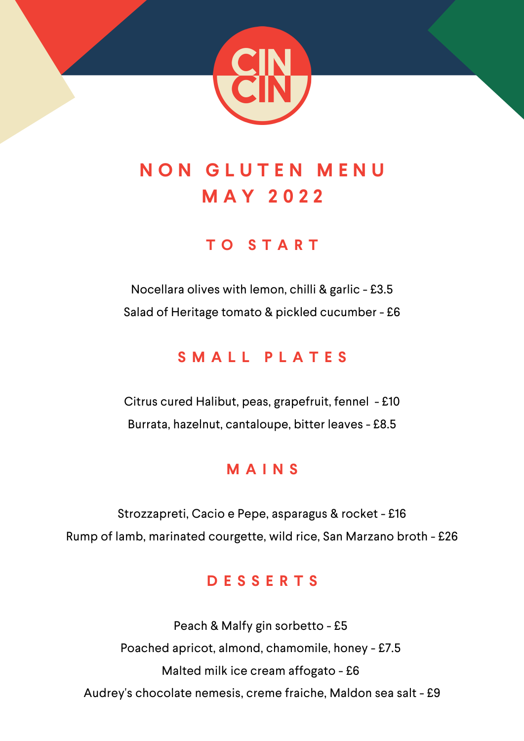CIN CIN

# NON GLUTEN MENU
# MAY 2022

## TO START

Nocellara olives with lemon, chilli & garlic - £3.5

Salad of Heritage tomato & pickled cucumber - £6

## SMALL PLATES

Citrus cured Halibut, peas, grapefruit, fennel - £10

Burrata, hazelnut, cantaloupe, bitter leaves - £8.5

## MAINS

Strozzapreti, Cacio e Pepe, asparagus & rocket - £16

Rump of lamb, marinated courgette, wild rice, San Marzano broth - £26

## DESSERTS

Peach & Malfy gin sorbetto - £5

Poached apricot, almond, chamomile, honey - £7.5

Malted milk ice cream affogato - £6

Audrey's chocolate nemesis, creme fraiche, Maldon sea salt - £9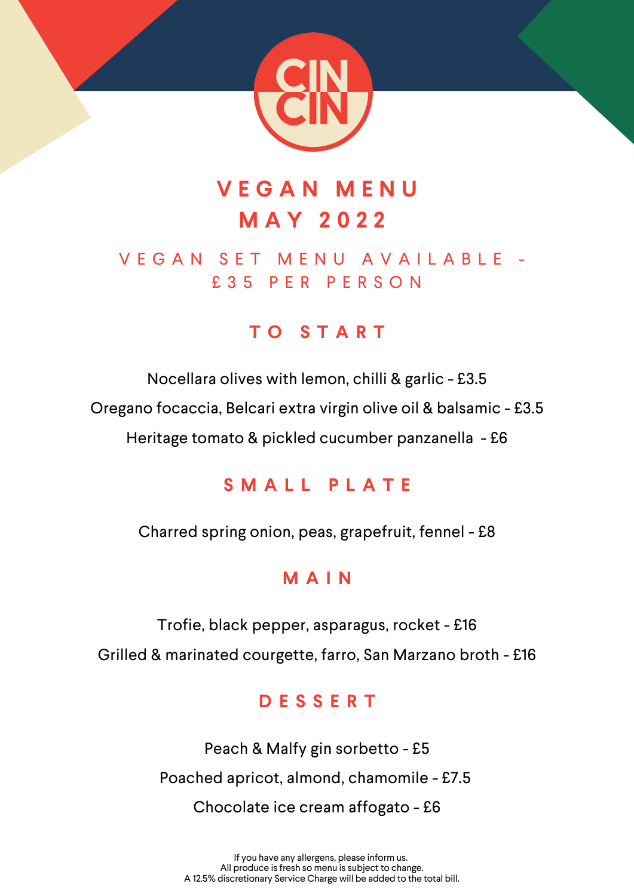CIN CIN

# VEGAN MENU
# MAY 2022

## VEGAN SET MENU AVAILABLE - £35 PER PERSON

## TO START

Nocellara olives with lemon, chilli & garlic - £3.5

Oregano focaccia, Belcari extra virgin olive oil & balsamic - £3.5

Heritage tomato & pickled cucumber panzanella - £6

## SMALL PLATE

Charred spring onion, peas, grapefruit, fennel - £8

## MAIN

Trofie, black pepper, asparagus, rocket - £16

Grilled & marinated courgette, farro, San Marzano broth - £16

## DESSERT

Peach & Malfy gin sorbetto - £5

Poached apricot, almond, chamomile - £7.5

Chocolate ice cream affogato - £6

If you have any allergens, please inform us.
All produce is fresh so menu is subject to change.
A 12.5% discretionary Service Charge will be added to the total bill.